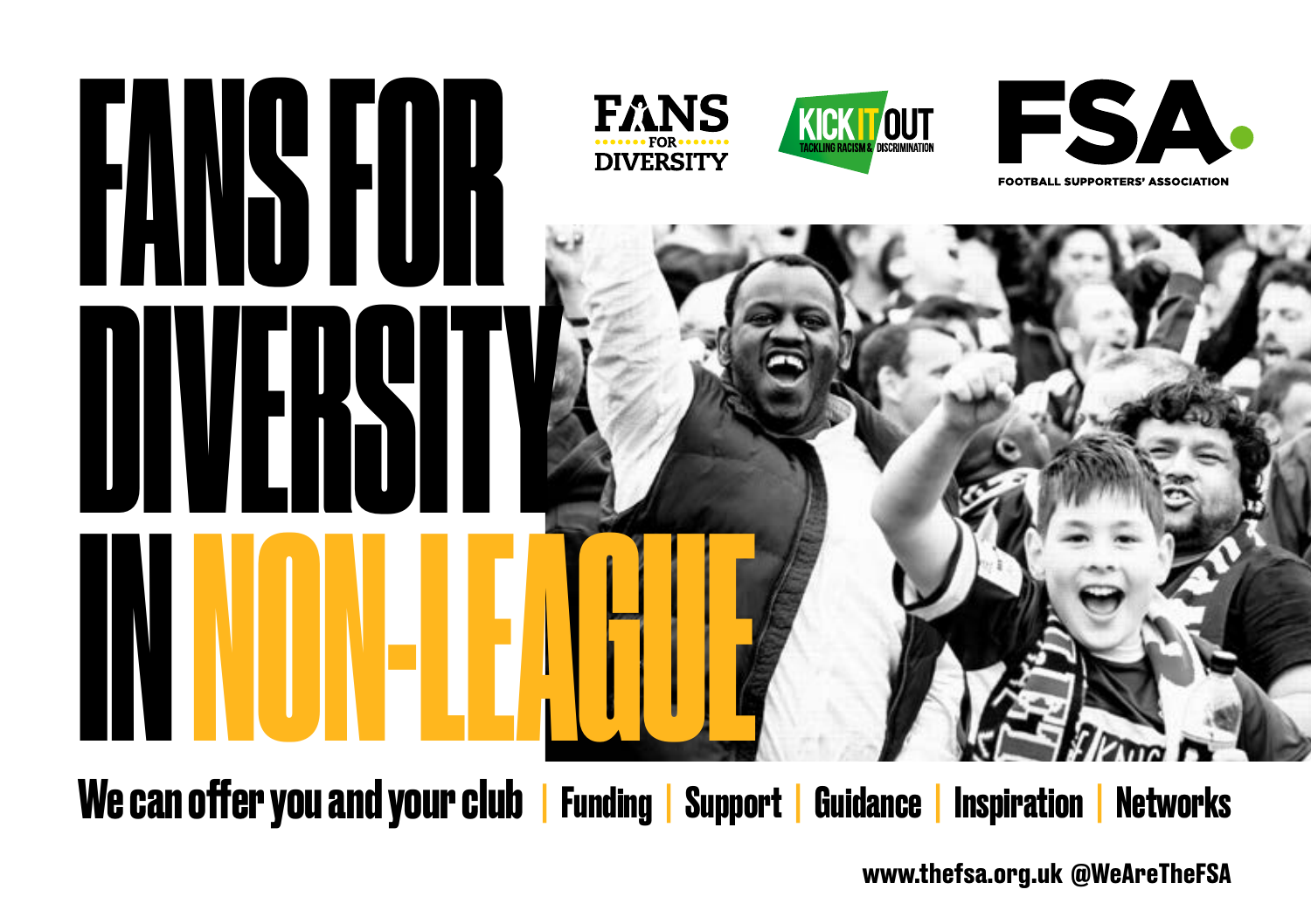# FANS FOR DIVERSITY IN NON-LEAGUE

FANS FOR DIVERSITY

KICK IT OUT
TACKLING RACISM & DISCRIMINATION

FSA
FOOTBALL SUPPORTERS' ASSOCIATION

**We can offer you and your club** | Funding | Support | Guidance | Inspiration | Networks

**www.thefsa.org.uk @WeAreTheFSA**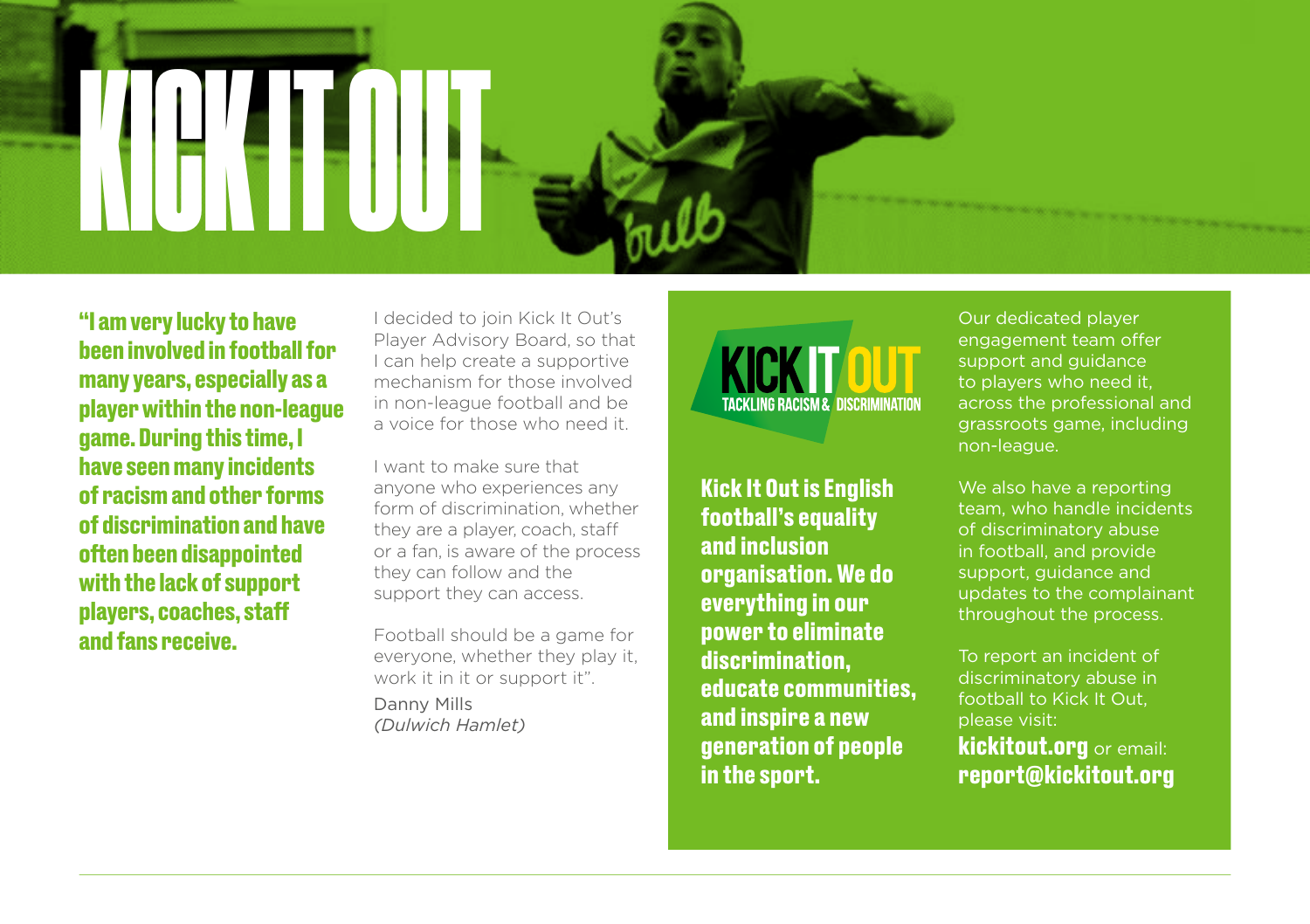# KICK IT OUT

**"I am very lucky to have been involved in football for many years, especially as a player within the non-league game. During this time, I have seen many incidents of racism and other forms of discrimination and have often been disappointed with the lack of support players, coaches, staff and fans receive.**

I decided to join Kick It Out's Player Advisory Board, so that I can help create a supportive mechanism for those involved in non-league football and be a voice for those who need it.

I want to make sure that anyone who experiences any form of discrimination, whether they are a player, coach, staff or a fan, is aware of the process they can follow and the support they can access.

Football should be a game for everyone, whether they play it, work it in it or support it".

Danny Mills
*(Dulwich Hamlet)*

KICK IT OUT
TACKLING RACISM & DISCRIMINATION

**Kick It Out is English football's equality and inclusion organisation. We do everything in our power to eliminate discrimination, educate communities, and inspire a new generation of people in the sport.**

Our dedicated player engagement team offer support and guidance to players who need it, across the professional and grassroots game, including non-league.

We also have a reporting team, who handle incidents of discriminatory abuse in football, and provide support, guidance and updates to the complainant throughout the process.

To report an incident of discriminatory abuse in football to Kick It Out, please visit:
**kickitout.org** or email:
**report@kickitout.org**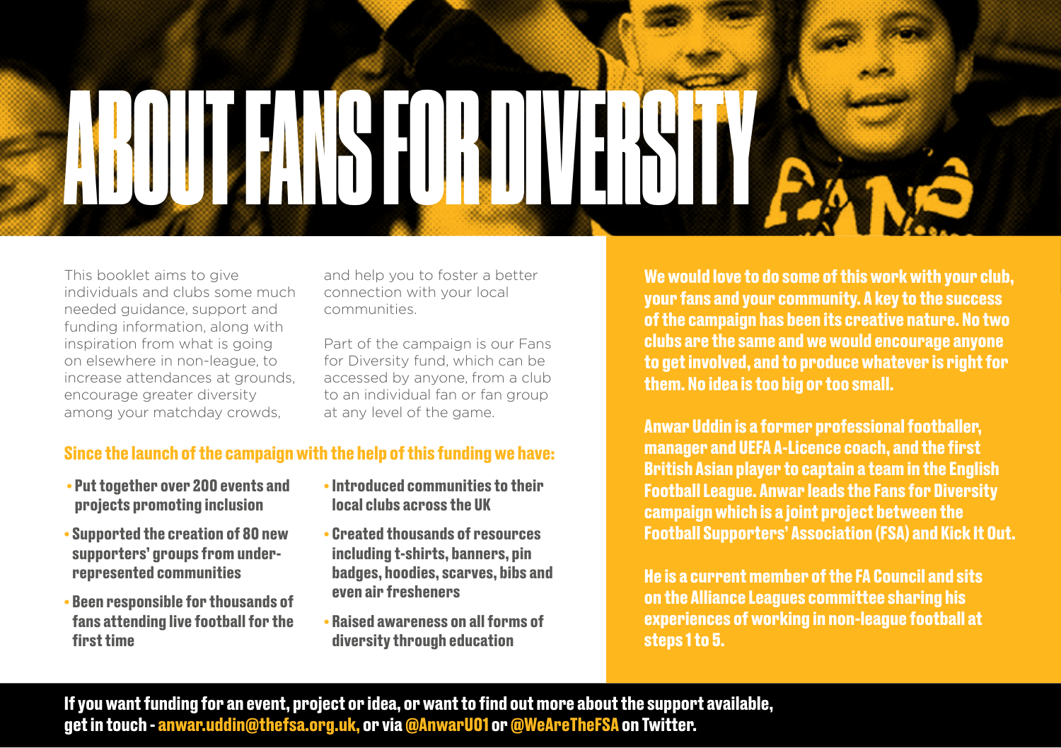# ABOUT FANS FOR DIVERSITY

This booklet aims to give individuals and clubs some much needed guidance, support and funding information, along with inspiration from what is going on elsewhere in non-league, to increase attendances at grounds, encourage greater diversity among your matchday crowds, and help you to foster a better connection with your local communities.

Part of the campaign is our Fans for Diversity fund, which can be accessed by anyone, from a club to an individual fan or fan group at any level of the game.

## Since the launch of the campaign with the help of this funding we have:

- **Put together over 200 events and projects promoting inclusion**
- **Supported the creation of 80 new supporters' groups from under-represented communities**
- **Been responsible for thousands of fans attending live football for the first time**
- **Introduced communities to their local clubs across the UK**
- **Created thousands of resources including t-shirts, banners, pin badges, hoodies, scarves, bibs and even air fresheners**
- **Raised awareness on all forms of diversity through education**

**We would love to do some of this work with your club, your fans and your community. A key to the success of the campaign has been its creative nature. No two clubs are the same and we would encourage anyone to get involved, and to produce whatever is right for them. No idea is too big or too small.**

**Anwar Uddin is a former professional footballer, manager and UEFA A-Licence coach, and the first British Asian player to captain a team in the English Football League. Anwar leads the Fans for Diversity campaign which is a joint project between the Football Supporters' Association (FSA) and Kick It Out.**

**He is a current member of the FA Council and sits on the Alliance Leagues committee sharing his experiences of working in non-league football at steps 1 to 5.**

**If you want funding for an event, project or idea, or want to find out more about the support available, get in touch - anwar.uddin@thefsa.org.uk, or via @AnwarU01 or @WeAreTheFSA on Twitter.**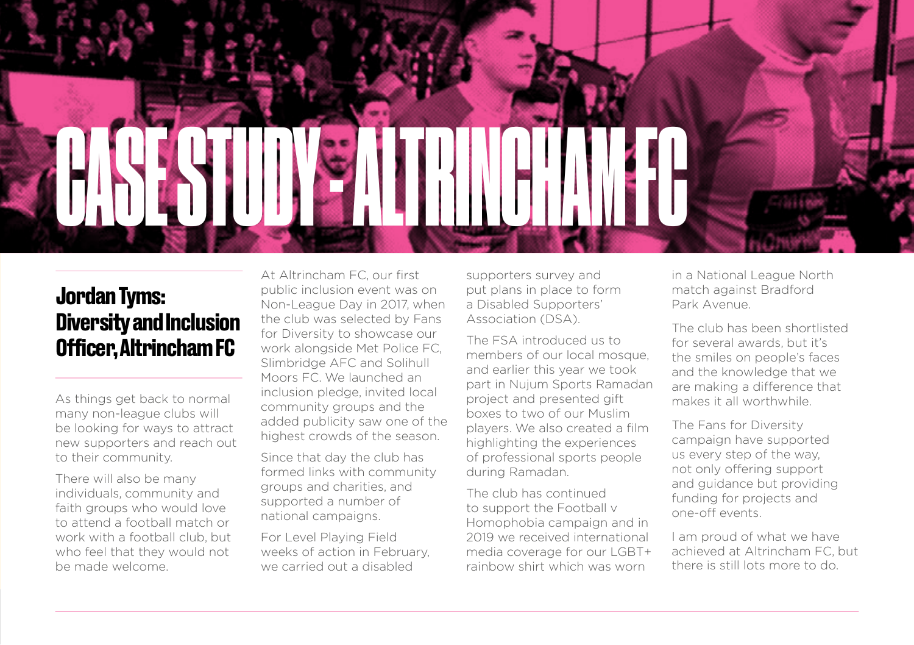# CASE STUDY - ALTRINCHAM FC

## Jordan Tyms: Diversity and Inclusion Officer, Altrincham FC

As things get back to normal many non-league clubs will be looking for ways to attract new supporters and reach out to their community.

There will also be many individuals, community and faith groups who would love to attend a football match or work with a football club, but who feel that they would not be made welcome.

At Altrincham FC, our first public inclusion event was on Non-League Day in 2017, when the club was selected by Fans for Diversity to showcase our work alongside Met Police FC, Slimbridge AFC and Solihull Moors FC. We launched an inclusion pledge, invited local community groups and the added publicity saw one of the highest crowds of the season.

Since that day the club has formed links with community groups and charities, and supported a number of national campaigns.

For Level Playing Field weeks of action in February, we carried out a disabled supporters survey and put plans in place to form a Disabled Supporters' Association (DSA).

The FSA introduced us to members of our local mosque, and earlier this year we took part in Nujum Sports Ramadan project and presented gift boxes to two of our Muslim players. We also created a film highlighting the experiences of professional sports people during Ramadan.

The club has continued to support the Football v Homophobia campaign and in 2019 we received international media coverage for our LGBT+ rainbow shirt which was worn in a National League North match against Bradford Park Avenue.

The club has been shortlisted for several awards, but it's the smiles on people's faces and the knowledge that we are making a difference that makes it all worthwhile.

The Fans for Diversity campaign have supported us every step of the way, not only offering support and guidance but providing funding for projects and one-off events.

I am proud of what we have achieved at Altrincham FC, but there is still lots more to do.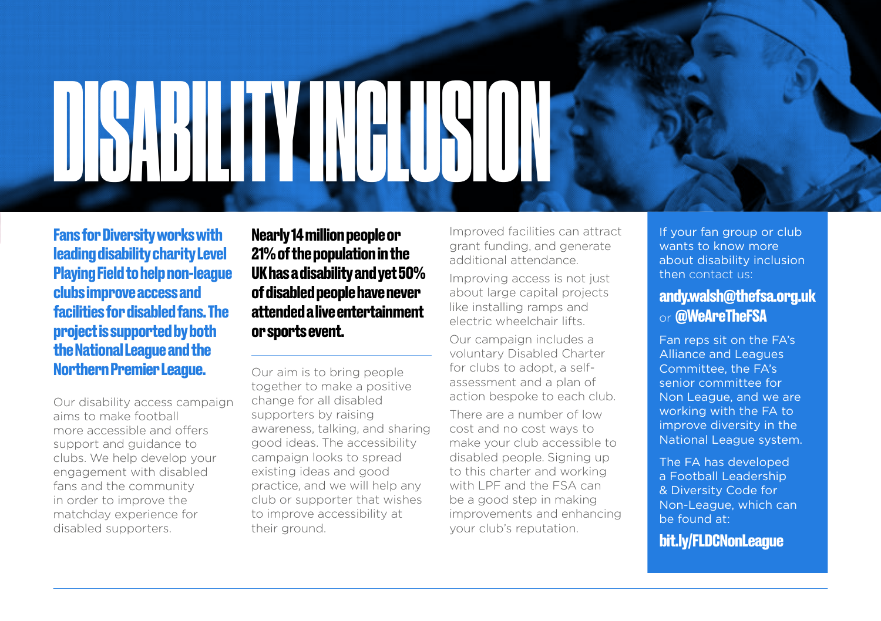# DISABILITY INCLUSION

**Fans for Diversity works with leading disability charity Level Playing Field to help non-league clubs improve access and facilities for disabled fans. The project is supported by both the National League and the Northern Premier League.**

Our disability access campaign aims to make football more accessible and offers support and guidance to clubs. We help develop your engagement with disabled fans and the community in order to improve the matchday experience for disabled supporters.

**Nearly 14 million people or 21% of the population in the UK has a disability and yet 50% of disabled people have never attended a live entertainment or sports event.**

Our aim is to bring people together to make a positive change for all disabled supporters by raising awareness, talking, and sharing good ideas. The accessibility campaign looks to spread existing ideas and good practice, and we will help any club or supporter that wishes to improve accessibility at their ground.

Improved facilities can attract grant funding, and generate additional attendance.

Improving access is not just about large capital projects like installing ramps and electric wheelchair lifts.

Our campaign includes a voluntary Disabled Charter for clubs to adopt, a self-assessment and a plan of action bespoke to each club.

There are a number of low cost and no cost ways to make your club accessible to disabled people. Signing up to this charter and working with LPF and the FSA can be a good step in making improvements and enhancing your club's reputation.

If your fan group or club wants to know more about disability inclusion then contact us:

**andy.walsh@thefsa.org.uk** or **@WeAreTheFSA**

Fan reps sit on the FA's Alliance and Leagues Committee, the FA's senior committee for Non League, and we are working with the FA to improve diversity in the National League system.

The FA has developed a Football Leadership & Diversity Code for Non-League, which can be found at:

**bit.ly/FLDCNonLeague**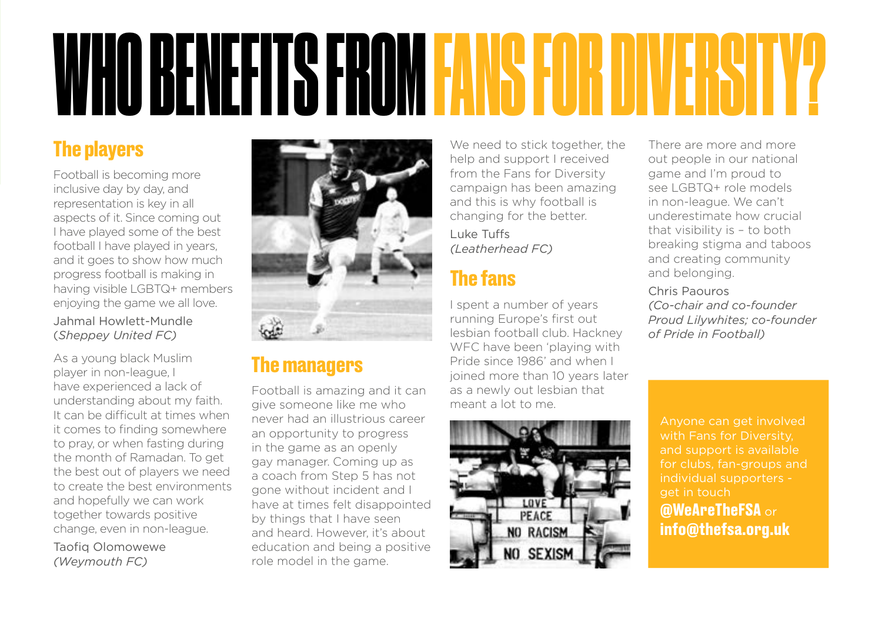# WHO BENEFITS FROM FANS FOR DIVERSITY?

## The players

Football is becoming more inclusive day by day, and representation is key in all aspects of it. Since coming out I have played some of the best football I have played in years, and it goes to show how much progress football is making in having visible LGBTQ+ members enjoying the game we all love.

Jahmal Howlett-Mundle
(*Sheppey United FC)*

As a young black Muslim player in non-league, I have experienced a lack of understanding about my faith. It can be difficult at times when it comes to finding somewhere to pray, or when fasting during the month of Ramadan. To get the best out of players we need to create the best environments and hopefully we can work together towards positive change, even in non-league.

Taofiq Olomowewe
*(Weymouth FC)*

## The managers

Football is amazing and it can give someone like me who never had an illustrious career an opportunity to progress in the game as an openly gay manager. Coming up as a coach from Step 5 has not gone without incident and I have at times felt disappointed by things that I have seen and heard. However, it's about education and being a positive role model in the game.

We need to stick together, the help and support I received from the Fans for Diversity campaign has been amazing and this is why football is changing for the better.

Luke Tuffs
*(Leatherhead FC)*

## The fans

I spent a number of years running Europe's first out lesbian football club. Hackney WFC have been 'playing with Pride since 1986' and when I joined more than 10 years later as a newly out lesbian that meant a lot to me.

There are more and more out people in our national game and I'm proud to see LGBTQ+ role models in non-league. We can't underestimate how crucial that visibility is – to both breaking stigma and taboos and creating community and belonging.

Chris Paouros
*(Co-chair and co-founder Proud Lilywhites; co-founder of Pride in Football)*

Anyone can get involved with Fans for Diversity, and support is available for clubs, fan-groups and individual supporters - get in touch **@WeAreTheFSA** or **info@thefsa.org.uk**